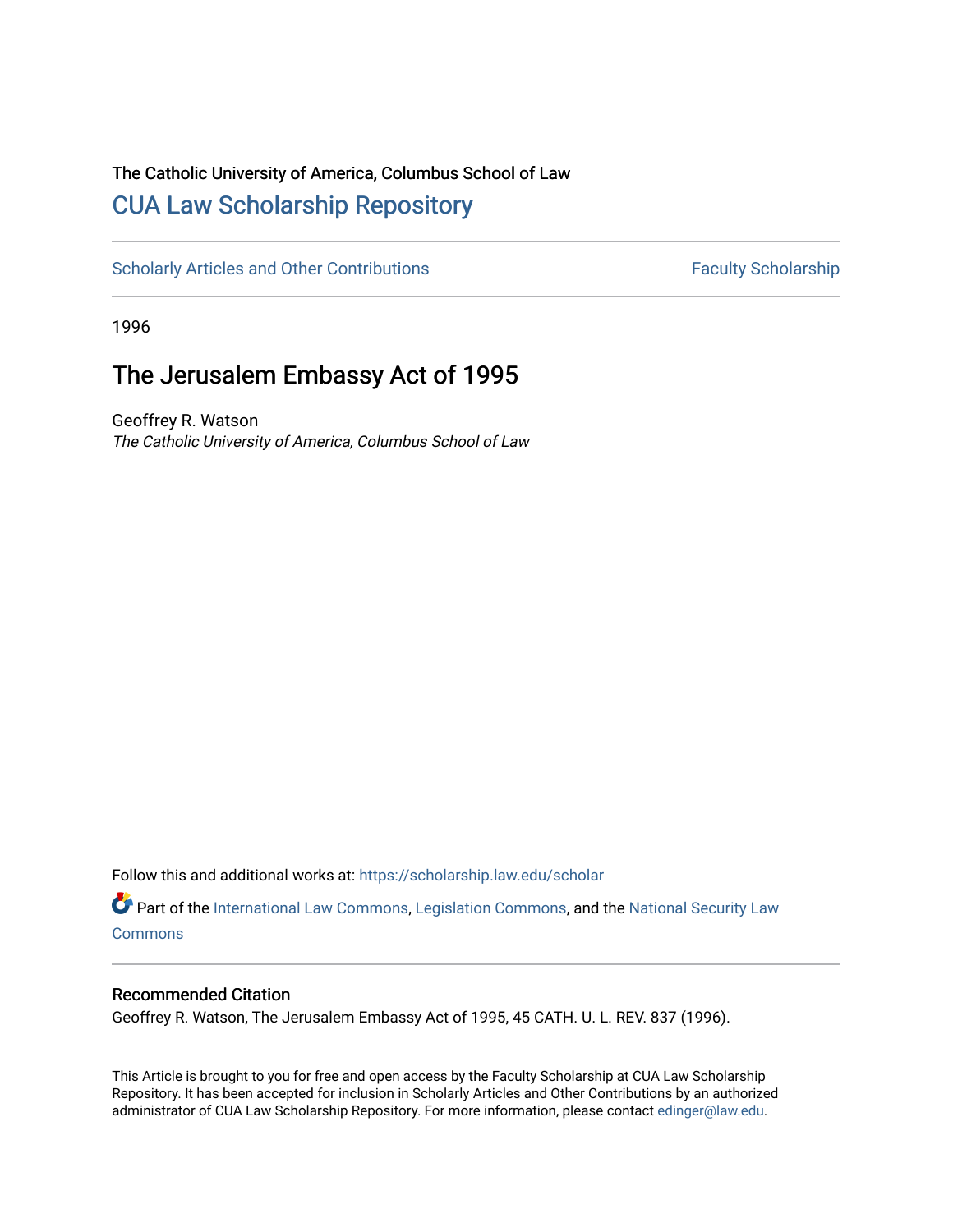The Catholic University of America, Columbus School of Law

# CUA Law Scholarship Repository

Scholarly Articles and Other Contributions | Faculty Scholarship

1996

## The Jerusalem Embassy Act of 1995

Geoffrey R. Watson
*The Catholic University of America, Columbus School of Law*

Follow this and additional works at: https://scholarship.law.edu/scholar

Part of the International Law Commons, Legislation Commons, and the National Security Law Commons

### Recommended Citation

Geoffrey R. Watson, The Jerusalem Embassy Act of 1995, 45 CATH. U. L. REV. 837 (1996).

This Article is brought to you for free and open access by the Faculty Scholarship at CUA Law Scholarship Repository. It has been accepted for inclusion in Scholarly Articles and Other Contributions by an authorized administrator of CUA Law Scholarship Repository. For more information, please contact edinger@law.edu.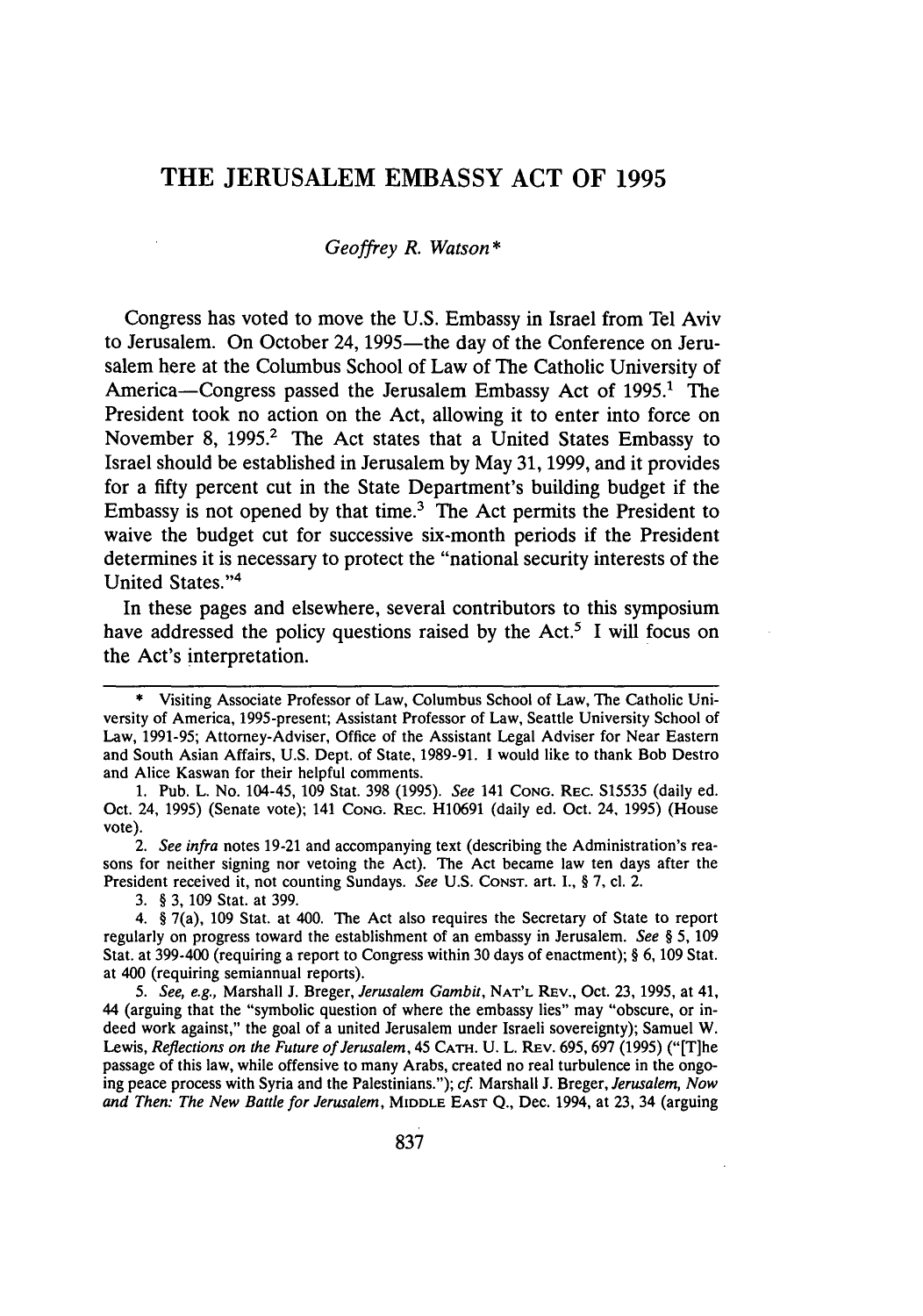# THE JERUSALEM EMBASSY ACT OF 1995

*Geoffrey R. Watson\**

Congress has voted to move the U.S. Embassy in Israel from Tel Aviv to Jerusalem. On October 24, 1995—the day of the Conference on Jerusalem here at the Columbus School of Law of The Catholic University of America—Congress passed the Jerusalem Embassy Act of 1995.[1] The President took no action on the Act, allowing it to enter into force on November 8, 1995.[2] The Act states that a United States Embassy to Israel should be established in Jerusalem by May 31, 1999, and it provides for a fifty percent cut in the State Department's building budget if the Embassy is not opened by that time.[3] The Act permits the President to waive the budget cut for successive six-month periods if the President determines it is necessary to protect the "national security interests of the United States."[4]

In these pages and elsewhere, several contributors to this symposium have addressed the policy questions raised by the Act.[5] I will focus on the Act's interpretation.

---

\* Visiting Associate Professor of Law, Columbus School of Law, The Catholic University of America, 1995-present; Assistant Professor of Law, Seattle University School of Law, 1991-95; Attorney-Adviser, Office of the Assistant Legal Adviser for Near Eastern and South Asian Affairs, U.S. Dept. of State, 1989-91. I would like to thank Bob Destro and Alice Kaswan for their helpful comments.

1. Pub. L. No. 104-45, 109 Stat. 398 (1995). *See* 141 CONG. REC. S15535 (daily ed. Oct. 24, 1995) (Senate vote); 141 CONG. REC. H10691 (daily ed. Oct. 24, 1995) (House vote).

2. *See infra* notes 19-21 and accompanying text (describing the Administration's reasons for neither signing nor vetoing the Act). The Act became law ten days after the President received it, not counting Sundays. *See* U.S. CONST. art. I., § 7, cl. 2.

3. § 3, 109 Stat. at 399.

4. § 7(a), 109 Stat. at 400. The Act also requires the Secretary of State to report regularly on progress toward the establishment of an embassy in Jerusalem. *See* § 5, 109 Stat. at 399-400 (requiring a report to Congress within 30 days of enactment); § 6, 109 Stat. at 400 (requiring semiannual reports).

5. *See, e.g.*, Marshall J. Breger, *Jerusalem Gambit*, NAT'L REV., Oct. 23, 1995, at 41, 44 (arguing that the "symbolic question of where the embassy lies" may "obscure, or indeed work against," the goal of a united Jerusalem under Israeli sovereignty); Samuel W. Lewis, *Reflections on the Future of Jerusalem*, 45 CATH. U. L. REV. 695, 697 (1995) ("[T]he passage of this law, while offensive to many Arabs, created no real turbulence in the ongoing peace process with Syria and the Palestinians."); *cf.* Marshall J. Breger, *Jerusalem, Now and Then: The New Battle for Jerusalem*, MIDDLE EAST Q., Dec. 1994, at 23, 34 (arguing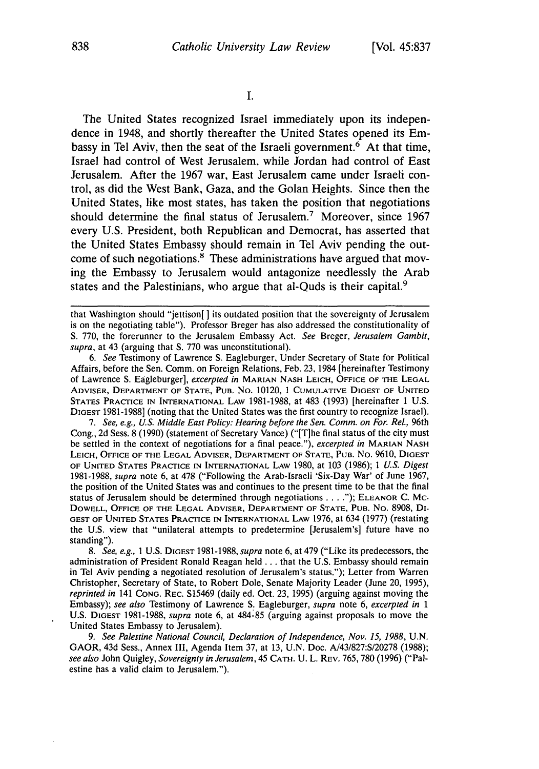I.

The United States recognized Israel immediately upon its independence in 1948, and shortly thereafter the United States opened its Embassy in Tel Aviv, then the seat of the Israeli government.[6] At that time, Israel had control of West Jerusalem, while Jordan had control of East Jerusalem. After the 1967 war, East Jerusalem came under Israeli control, as did the West Bank, Gaza, and the Golan Heights. Since then the United States, like most states, has taken the position that negotiations should determine the final status of Jerusalem.[7] Moreover, since 1967 every U.S. President, both Republican and Democrat, has asserted that the United States Embassy should remain in Tel Aviv pending the outcome of such negotiations.[8] These administrations have argued that moving the Embassy to Jerusalem would antagonize needlessly the Arab states and the Palestinians, who argue that al-Quds is their capital.[9]

---

that Washington should "jettison[ ] its outdated position that the sovereignty of Jerusalem is on the negotiating table"). Professor Breger has also addressed the constitutionality of S. 770, the forerunner to the Jerusalem Embassy Act. *See* Breger, *Jerusalem Gambit*, *supra*, at 43 (arguing that S. 770 was unconstitutional).

6. *See* Testimony of Lawrence S. Eagleburger, Under Secretary of State for Political Affairs, before the Sen. Comm. on Foreign Relations, Feb. 23, 1984 [hereinafter Testimony of Lawrence S. Eagleburger], *excerpted in* MARIAN NASH LEICH, OFFICE OF THE LEGAL ADVISER, DEPARTMENT OF STATE, PUB. NO. 10120, 1 CUMULATIVE DIGEST OF UNITED STATES PRACTICE IN INTERNATIONAL LAW 1981-1988, at 483 (1993) [hereinafter 1 U.S. DIGEST 1981-1988] (noting that the United States was the first country to recognize Israel).

7. *See, e.g., U.S. Middle East Policy: Hearing before the Sen. Comm. on For. Rel.*, 96th Cong., 2d Sess. 8 (1990) (statement of Secretary Vance) ("[T]he final status of the city must be settled in the context of negotiations for a final peace."), *excerpted in* MARIAN NASH LEICH, OFFICE OF THE LEGAL ADVISER, DEPARTMENT OF STATE, PUB. NO. 9610, DIGEST OF UNITED STATES PRACTICE IN INTERNATIONAL LAW 1980, at 103 (1986); 1 *U.S. Digest* 1981-1988, *supra* note 6, at 478 ("Following the Arab-Israeli 'Six-Day War' of June 1967, the position of the United States was and continues to the present time to be that the final status of Jerusalem should be determined through negotiations . . . ."); ELEANOR C. MCDOWELL, OFFICE OF THE LEGAL ADVISER, DEPARTMENT OF STATE, PUB. NO. 8908, DIGEST OF UNITED STATES PRACTICE IN INTERNATIONAL LAW 1976, at 634 (1977) (restating the U.S. view that "unilateral attempts to predetermine [Jerusalem's] future have no standing").

8. *See, e.g.,* 1 U.S. DIGEST 1981-1988, *supra* note 6, at 479 ("Like its predecessors, the administration of President Ronald Reagan held . . . that the U.S. Embassy should remain in Tel Aviv pending a negotiated resolution of Jerusalem's status."); Letter from Warren Christopher, Secretary of State, to Robert Dole, Senate Majority Leader (June 20, 1995), *reprinted in* 141 CONG. REC. S15469 (daily ed. Oct. 23, 1995) (arguing against moving the Embassy); *see also* Testimony of Lawrence S. Eagleburger, *supra* note 6, *excerpted in* 1 U.S. DIGEST 1981-1988, *supra* note 6, at 484-85 (arguing against proposals to move the United States Embassy to Jerusalem).

9. *See Palestine National Council, Declaration of Independence, Nov. 15, 1988*, U.N. GAOR, 43d Sess., Annex III, Agenda Item 37, at 13, U.N. Doc. A/43/827:S/20278 (1988); *see also* John Quigley, *Sovereignty in Jerusalem*, 45 CATH. U. L. REV. 765, 780 (1996) ("Palestine has a valid claim to Jerusalem.").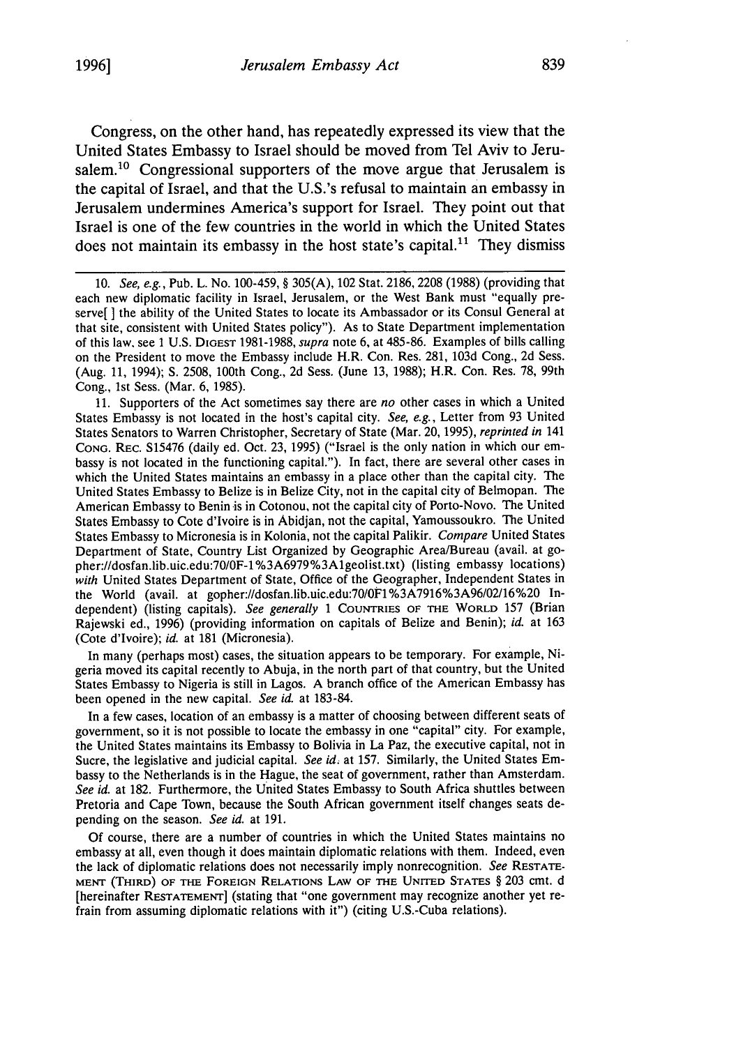Congress, on the other hand, has repeatedly expressed its view that the United States Embassy to Israel should be moved from Tel Aviv to Jerusalem.[10] Congressional supporters of the move argue that Jerusalem is the capital of Israel, and that the U.S.'s refusal to maintain an embassy in Jerusalem undermines America's support for Israel. They point out that Israel is one of the few countries in the world in which the United States does not maintain its embassy in the host state's capital.[11] They dismiss

---

10. *See, e.g.*, Pub. L. No. 100-459, § 305(A), 102 Stat. 2186, 2208 (1988) (providing that each new diplomatic facility in Israel, Jerusalem, or the West Bank must "equally preserve[ ] the ability of the United States to locate its Ambassador or its Consul General at that site, consistent with United States policy"). As to State Department implementation of this law, see 1 U.S. DIGEST 1981-1988, *supra* note 6, at 485-86. Examples of bills calling on the President to move the Embassy include H.R. Con. Res. 281, 103d Cong., 2d Sess. (Aug. 11, 1994); S. 2508, 100th Cong., 2d Sess. (June 13, 1988); H.R. Con. Res. 78, 99th Cong., 1st Sess. (Mar. 6, 1985).

11. Supporters of the Act sometimes say there are *no* other cases in which a United States Embassy is not located in the host's capital city. *See, e.g.*, Letter from 93 United States Senators to Warren Christopher, Secretary of State (Mar. 20, 1995), *reprinted in* 141 CONG. REC. S15476 (daily ed. Oct. 23, 1995) ("Israel is the only nation in which our embassy is not located in the functioning capital."). In fact, there are several other cases in which the United States maintains an embassy in a place other than the capital city. The United States Embassy to Belize is in Belize City, not in the capital city of Belmopan. The American Embassy to Benin is in Cotonou, not the capital city of Porto-Novo. The United States Embassy to Cote d'Ivoire is in Abidjan, not the capital, Yamoussoukro. The United States Embassy to Micronesia is in Kolonia, not the capital Palikir. *Compare* United States Department of State, Country List Organized by Geographic Area/Bureau (avail. at gopher://dosfan.lib.uic.edu:70/0F-1%3A6979%3A1geolist.txt) (listing embassy locations) *with* United States Department of State, Office of the Geographer, Independent States in the World (avail. at gopher://dosfan.lib.uic.edu:70/0F1%3A7916%3A96/02/16%20 Independent) (listing capitals). *See generally* 1 COUNTRIES OF THE WORLD 157 (Brian Rajewski ed., 1996) (providing information on capitals of Belize and Benin); *id.* at 163 (Cote d'Ivoire); *id.* at 181 (Micronesia).

In many (perhaps most) cases, the situation appears to be temporary. For example, Nigeria moved its capital recently to Abuja, in the north part of that country, but the United States Embassy to Nigeria is still in Lagos. A branch office of the American Embassy has been opened in the new capital. *See id.* at 183-84.

In a few cases, location of an embassy is a matter of choosing between different seats of government, so it is not possible to locate the embassy in one "capital" city. For example, the United States maintains its Embassy to Bolivia in La Paz, the executive capital, not in Sucre, the legislative and judicial capital. *See id.* at 157. Similarly, the United States Embassy to the Netherlands is in the Hague, the seat of government, rather than Amsterdam. *See id.* at 182. Furthermore, the United States Embassy to South Africa shuttles between Pretoria and Cape Town, because the South African government itself changes seats depending on the season. *See id.* at 191.

Of course, there are a number of countries in which the United States maintains no embassy at all, even though it does maintain diplomatic relations with them. Indeed, even the lack of diplomatic relations does not necessarily imply nonrecognition. *See* RESTATEMENT (THIRD) OF THE FOREIGN RELATIONS LAW OF THE UNITED STATES § 203 cmt. d [hereinafter RESTATEMENT] (stating that "one government may recognize another yet refrain from assuming diplomatic relations with it") (citing U.S.-Cuba relations).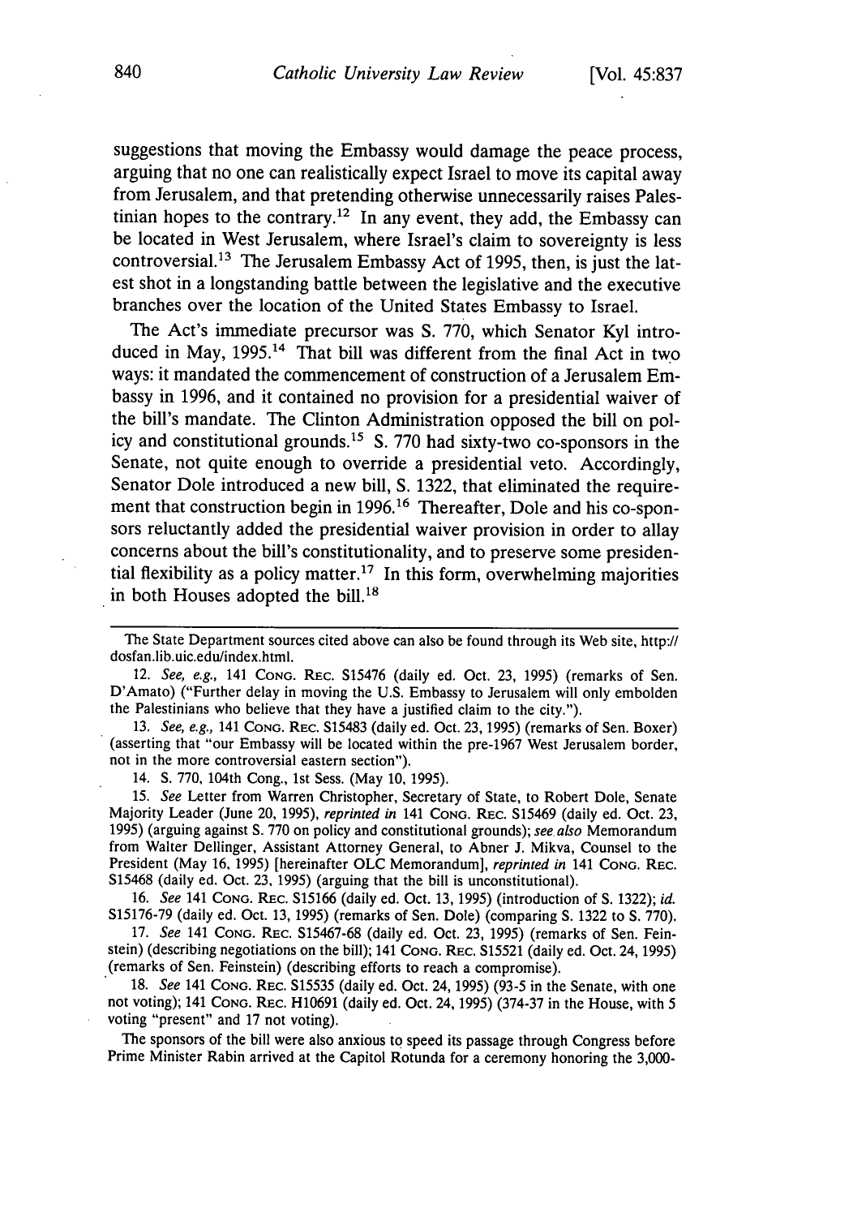suggestions that moving the Embassy would damage the peace process, arguing that no one can realistically expect Israel to move its capital away from Jerusalem, and that pretending otherwise unnecessarily raises Palestinian hopes to the contrary.[12] In any event, they add, the Embassy can be located in West Jerusalem, where Israel's claim to sovereignty is less controversial.[13] The Jerusalem Embassy Act of 1995, then, is just the latest shot in a longstanding battle between the legislative and the executive branches over the location of the United States Embassy to Israel.

The Act's immediate precursor was S. 770, which Senator Kyl introduced in May, 1995.[14] That bill was different from the final Act in two ways: it mandated the commencement of construction of a Jerusalem Embassy in 1996, and it contained no provision for a presidential waiver of the bill's mandate. The Clinton Administration opposed the bill on policy and constitutional grounds.[15] S. 770 had sixty-two co-sponsors in the Senate, not quite enough to override a presidential veto. Accordingly, Senator Dole introduced a new bill, S. 1322, that eliminated the requirement that construction begin in 1996.[16] Thereafter, Dole and his co-sponsors reluctantly added the presidential waiver provision in order to allay concerns about the bill's constitutionality, and to preserve some presidential flexibility as a policy matter.[17] In this form, overwhelming majorities in both Houses adopted the bill.[18]

---

The State Department sources cited above can also be found through its Web site, http://dosfan.lib.uic.edu/index.html.

12. *See, e.g.,* 141 CONG. REC. S15476 (daily ed. Oct. 23, 1995) (remarks of Sen. D'Amato) ("Further delay in moving the U.S. Embassy to Jerusalem will only embolden the Palestinians who believe that they have a justified claim to the city.").

13. *See, e.g.,* 141 CONG. REC. S15483 (daily ed. Oct. 23, 1995) (remarks of Sen. Boxer) (asserting that "our Embassy will be located within the pre-1967 West Jerusalem border, not in the more controversial eastern section").

14. S. 770, 104th Cong., 1st Sess. (May 10, 1995).

15. *See* Letter from Warren Christopher, Secretary of State, to Robert Dole, Senate Majority Leader (June 20, 1995), *reprinted in* 141 CONG. REC. S15469 (daily ed. Oct. 23, 1995) (arguing against S. 770 on policy and constitutional grounds); *see also* Memorandum from Walter Dellinger, Assistant Attorney General, to Abner J. Mikva, Counsel to the President (May 16, 1995) [hereinafter OLC Memorandum], *reprinted in* 141 CONG. REC. S15468 (daily ed. Oct. 23, 1995) (arguing that the bill is unconstitutional).

16. *See* 141 CONG. REC. S15166 (daily ed. Oct. 13, 1995) (introduction of S. 1322); *id.* S15176-79 (daily ed. Oct. 13, 1995) (remarks of Sen. Dole) (comparing S. 1322 to S. 770).

17. *See* 141 CONG. REC. S15467-68 (daily ed. Oct. 23, 1995) (remarks of Sen. Feinstein) (describing negotiations on the bill); 141 CONG. REC. S15521 (daily ed. Oct. 24, 1995) (remarks of Sen. Feinstein) (describing efforts to reach a compromise).

18. *See* 141 CONG. REC. S15535 (daily ed. Oct. 24, 1995) (93-5 in the Senate, with one not voting); 141 CONG. REC. H10691 (daily ed. Oct. 24, 1995) (374-37 in the House, with 5 voting "present" and 17 not voting).

The sponsors of the bill were also anxious to speed its passage through Congress before Prime Minister Rabin arrived at the Capitol Rotunda for a ceremony honoring the 3,000-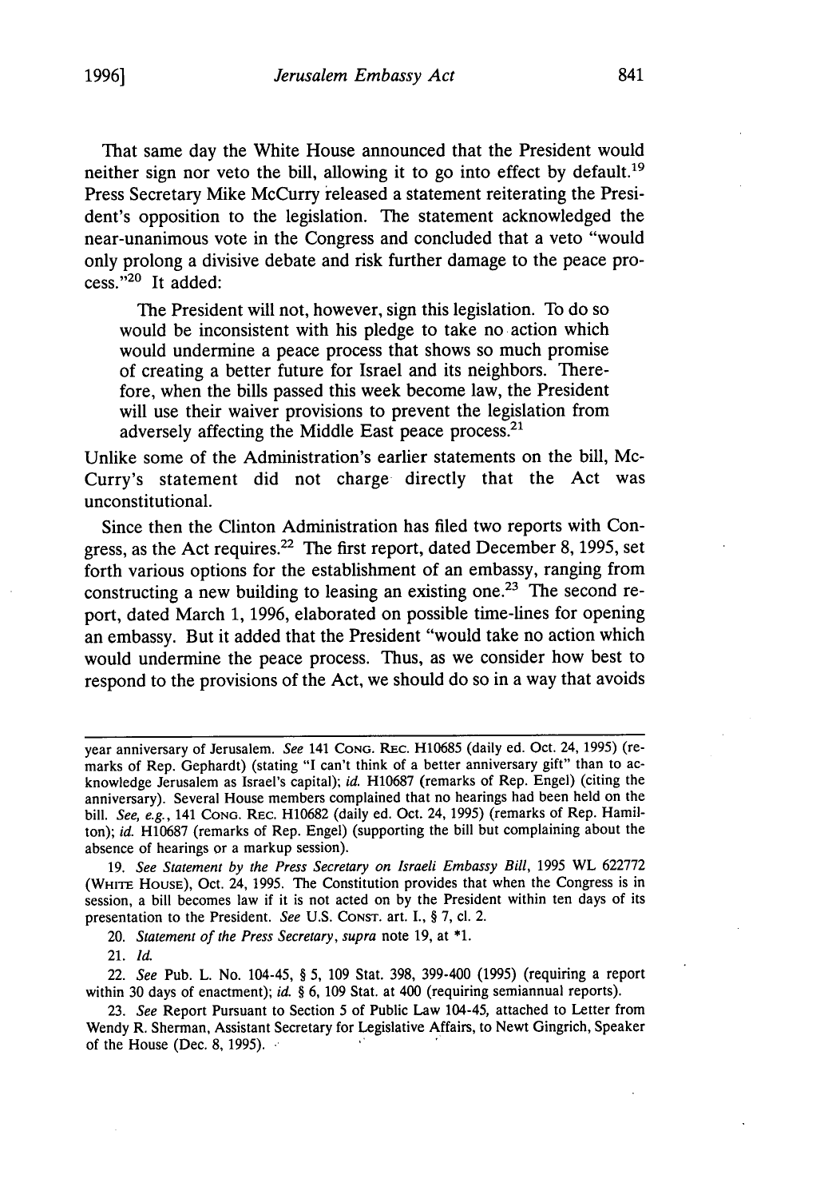That same day the White House announced that the President would neither sign nor veto the bill, allowing it to go into effect by default.[19] Press Secretary Mike McCurry released a statement reiterating the President's opposition to the legislation. The statement acknowledged the near-unanimous vote in the Congress and concluded that a veto "would only prolong a divisive debate and risk further damage to the peace process."[20] It added:

> The President will not, however, sign this legislation. To do so would be inconsistent with his pledge to take no action which would undermine a peace process that shows so much promise of creating a better future for Israel and its neighbors. Therefore, when the bills passed this week become law, the President will use their waiver provisions to prevent the legislation from adversely affecting the Middle East peace process.[21]

Unlike some of the Administration's earlier statements on the bill, McCurry's statement did not charge directly that the Act was unconstitutional.

Since then the Clinton Administration has filed two reports with Congress, as the Act requires.[22] The first report, dated December 8, 1995, set forth various options for the establishment of an embassy, ranging from constructing a new building to leasing an existing one.[23] The second report, dated March 1, 1996, elaborated on possible time-lines for opening an embassy. But it added that the President "would take no action which would undermine the peace process. Thus, as we consider how best to respond to the provisions of the Act, we should do so in a way that avoids

---

year anniversary of Jerusalem. *See* 141 CONG. REC. H10685 (daily ed. Oct. 24, 1995) (remarks of Rep. Gephardt) (stating "I can't think of a better anniversary gift" than to acknowledge Jerusalem as Israel's capital); *id.* H10687 (remarks of Rep. Engel) (citing the anniversary). Several House members complained that no hearings had been held on the bill. *See, e.g.*, 141 CONG. REC. H10682 (daily ed. Oct. 24, 1995) (remarks of Rep. Hamilton); *id.* H10687 (remarks of Rep. Engel) (supporting the bill but complaining about the absence of hearings or a markup session).

19. *See Statement by the Press Secretary on Israeli Embassy Bill*, 1995 WL 622772 (WHITE HOUSE), Oct. 24, 1995. The Constitution provides that when the Congress is in session, a bill becomes law if it is not acted on by the President within ten days of its presentation to the President. *See* U.S. CONST. art. I., § 7, cl. 2.

20. *Statement of the Press Secretary*, *supra* note 19, at *1.

21. *Id.*

22. *See* Pub. L. No. 104-45, § 5, 109 Stat. 398, 399-400 (1995) (requiring a report within 30 days of enactment); *id.* § 6, 109 Stat. at 400 (requiring semiannual reports).

23. *See* Report Pursuant to Section 5 of Public Law 104-45, attached to Letter from Wendy R. Sherman, Assistant Secretary for Legislative Affairs, to Newt Gingrich, Speaker of the House (Dec. 8, 1995).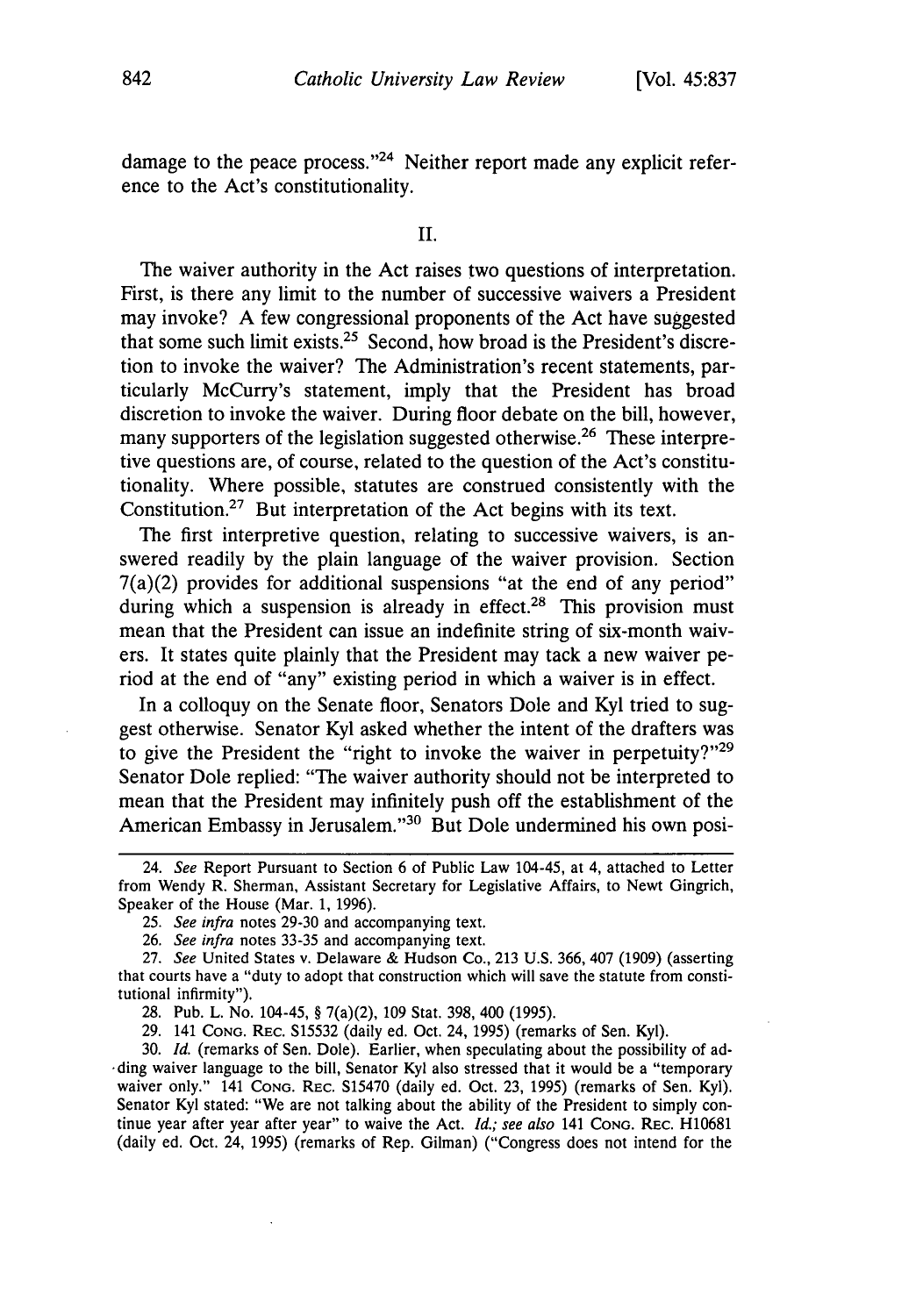damage to the peace process."[24] Neither report made any explicit reference to the Act's constitutionality.

## II.

The waiver authority in the Act raises two questions of interpretation. First, is there any limit to the number of successive waivers a President may invoke? A few congressional proponents of the Act have suggested that some such limit exists.[25] Second, how broad is the President's discretion to invoke the waiver? The Administration's recent statements, particularly McCurry's statement, imply that the President has broad discretion to invoke the waiver. During floor debate on the bill, however, many supporters of the legislation suggested otherwise.[26] These interpretive questions are, of course, related to the question of the Act's constitutionality. Where possible, statutes are construed consistently with the Constitution.[27] But interpretation of the Act begins with its text.

The first interpretive question, relating to successive waivers, is answered readily by the plain language of the waiver provision. Section 7(a)(2) provides for additional suspensions "at the end of any period" during which a suspension is already in effect.[28] This provision must mean that the President can issue an indefinite string of six-month waivers. It states quite plainly that the President may tack a new waiver period at the end of "any" existing period in which a waiver is in effect.

In a colloquy on the Senate floor, Senators Dole and Kyl tried to suggest otherwise. Senator Kyl asked whether the intent of the drafters was to give the President the "right to invoke the waiver in perpetuity?"[29] Senator Dole replied: "The waiver authority should not be interpreted to mean that the President may infinitely push off the establishment of the American Embassy in Jerusalem."[30] But Dole undermined his own posi-

---

24. *See* Report Pursuant to Section 6 of Public Law 104-45, at 4, attached to Letter from Wendy R. Sherman, Assistant Secretary for Legislative Affairs, to Newt Gingrich, Speaker of the House (Mar. 1, 1996).

25. *See infra* notes 29-30 and accompanying text.

26. *See infra* notes 33-35 and accompanying text.

27. *See* United States v. Delaware & Hudson Co., 213 U.S. 366, 407 (1909) (asserting that courts have a "duty to adopt that construction which will save the statute from constitutional infirmity").

28. Pub. L. No. 104-45, § 7(a)(2), 109 Stat. 398, 400 (1995).

29. 141 CONG. REC. S15532 (daily ed. Oct. 24, 1995) (remarks of Sen. Kyl).

30. *Id.* (remarks of Sen. Dole). Earlier, when speculating about the possibility of adding waiver language to the bill, Senator Kyl also stressed that it would be a "temporary waiver only." 141 CONG. REC. S15470 (daily ed. Oct. 23, 1995) (remarks of Sen. Kyl). Senator Kyl stated: "We are not talking about the ability of the President to simply continue year after year after year" to waive the Act. *Id.*; *see also* 141 CONG. REC. H10681 (daily ed. Oct. 24, 1995) (remarks of Rep. Gilman) ("Congress does not intend for the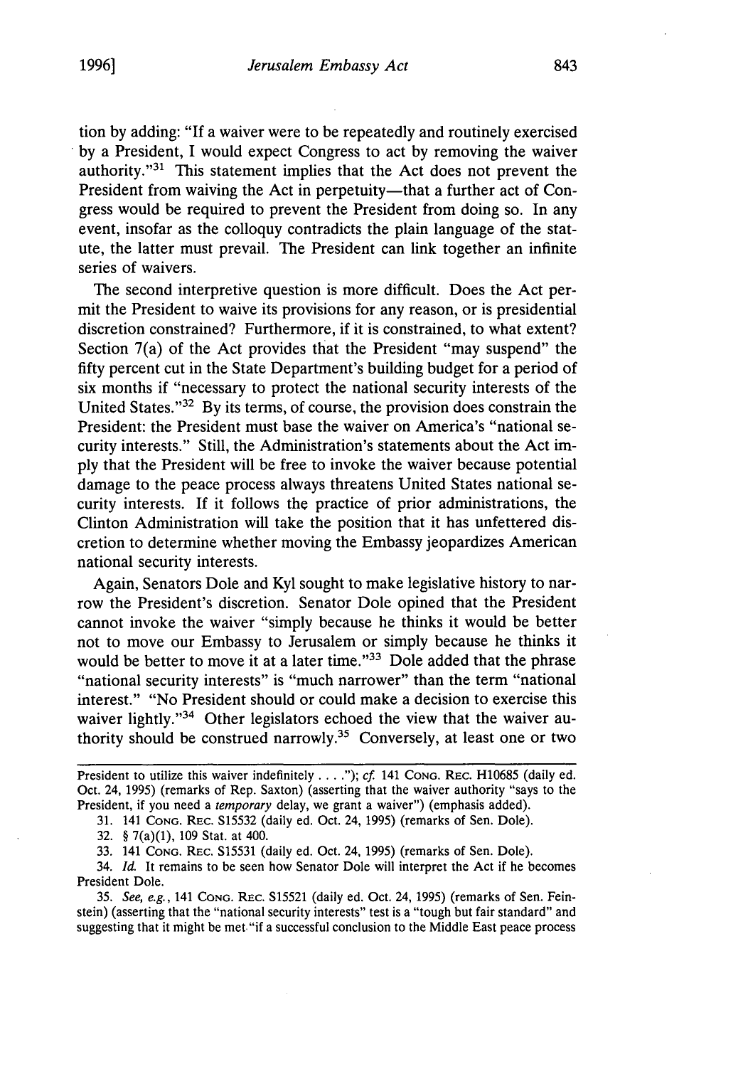tion by adding: "If a waiver were to be repeatedly and routinely exercised by a President, I would expect Congress to act by removing the waiver authority."[31] This statement implies that the Act does not prevent the President from waiving the Act in perpetuity—that a further act of Congress would be required to prevent the President from doing so. In any event, insofar as the colloquy contradicts the plain language of the statute, the latter must prevail. The President can link together an infinite series of waivers.

The second interpretive question is more difficult. Does the Act permit the President to waive its provisions for any reason, or is presidential discretion constrained? Furthermore, if it is constrained, to what extent? Section 7(a) of the Act provides that the President "may suspend" the fifty percent cut in the State Department's building budget for a period of six months if "necessary to protect the national security interests of the United States."[32] By its terms, of course, the provision does constrain the President: the President must base the waiver on America's "national security interests." Still, the Administration's statements about the Act imply that the President will be free to invoke the waiver because potential damage to the peace process always threatens United States national security interests. If it follows the practice of prior administrations, the Clinton Administration will take the position that it has unfettered discretion to determine whether moving the Embassy jeopardizes American national security interests.

Again, Senators Dole and Kyl sought to make legislative history to narrow the President's discretion. Senator Dole opined that the President cannot invoke the waiver "simply because he thinks it would be better not to move our Embassy to Jerusalem or simply because he thinks it would be better to move it at a later time."[33] Dole added that the phrase "national security interests" is "much narrower" than the term "national interest." "No President should or could make a decision to exercise this waiver lightly."[34] Other legislators echoed the view that the waiver authority should be construed narrowly.[35] Conversely, at least one or two

---

President to utilize this waiver indefinitely . . . ."); *cf.* 141 Cong. Rec. H10685 (daily ed. Oct. 24, 1995) (remarks of Rep. Saxton) (asserting that the waiver authority "says to the President, if you need a *temporary* delay, we grant a waiver") (emphasis added).

31. 141 Cong. Rec. S15532 (daily ed. Oct. 24, 1995) (remarks of Sen. Dole).

32. § 7(a)(1), 109 Stat. at 400.

33. 141 Cong. Rec. S15531 (daily ed. Oct. 24, 1995) (remarks of Sen. Dole).

34. *Id.* It remains to be seen how Senator Dole will interpret the Act if he becomes President Dole.

35. *See, e.g.*, 141 Cong. Rec. S15521 (daily ed. Oct. 24, 1995) (remarks of Sen. Feinstein) (asserting that the "national security interests" test is a "tough but fair standard" and suggesting that it might be met "if a successful conclusion to the Middle East peace process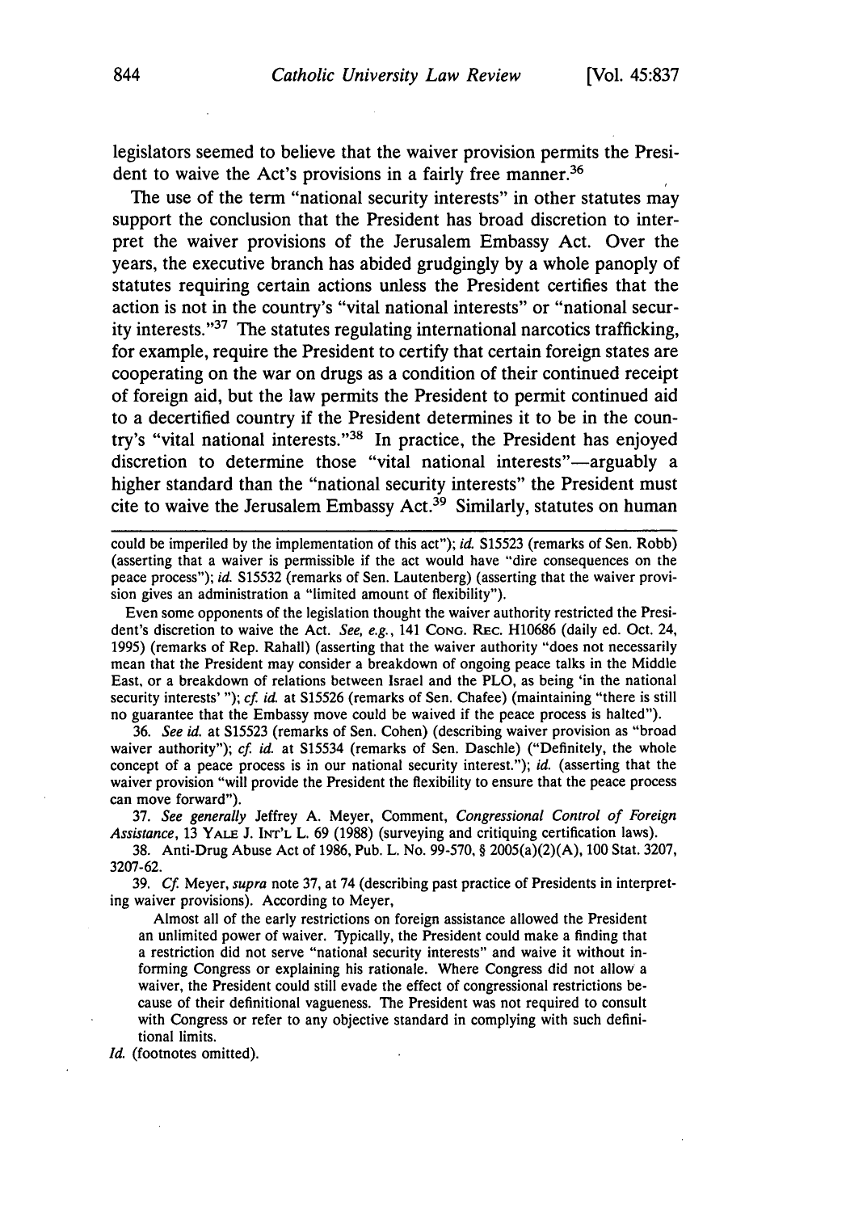legislators seemed to believe that the waiver provision permits the President to waive the Act's provisions in a fairly free manner.[36]

The use of the term "national security interests" in other statutes may support the conclusion that the President has broad discretion to interpret the waiver provisions of the Jerusalem Embassy Act. Over the years, the executive branch has abided grudgingly by a whole panoply of statutes requiring certain actions unless the President certifies that the action is not in the country's "vital national interests" or "national security interests."[37] The statutes regulating international narcotics trafficking, for example, require the President to certify that certain foreign states are cooperating on the war on drugs as a condition of their continued receipt of foreign aid, but the law permits the President to permit continued aid to a decertified country if the President determines it to be in the country's "vital national interests."[38] In practice, the President has enjoyed discretion to determine those "vital national interests"—arguably a higher standard than the "national security interests" the President must cite to waive the Jerusalem Embassy Act.[39] Similarly, statutes on human

---

could be imperiled by the implementation of this act"); *id.* S15523 (remarks of Sen. Robb) (asserting that a waiver is permissible if the act would have "dire consequences on the peace process"); *id.* S15532 (remarks of Sen. Lautenberg) (asserting that the waiver provision gives an administration a "limited amount of flexibility").

Even some opponents of the legislation thought the waiver authority restricted the President's discretion to waive the Act. *See, e.g.*, 141 CONG. REC. H10686 (daily ed. Oct. 24, 1995) (remarks of Rep. Rahall) (asserting that the waiver authority "does not necessarily mean that the President may consider a breakdown of ongoing peace talks in the Middle East, or a breakdown of relations between Israel and the PLO, as being 'in the national security interests' "); *cf. id.* at S15526 (remarks of Sen. Chafee) (maintaining "there is still no guarantee that the Embassy move could be waived if the peace process is halted").

36. *See id.* at S15523 (remarks of Sen. Cohen) (describing waiver provision as "broad waiver authority"); *cf. id.* at S15534 (remarks of Sen. Daschle) ("Definitely, the whole concept of a peace process is in our national security interest."); *id.* (asserting that the waiver provision "will provide the President the flexibility to ensure that the peace process can move forward").

37. *See generally* Jeffrey A. Meyer, Comment, *Congressional Control of Foreign Assistance*, 13 YALE J. INT'L L. 69 (1988) (surveying and critiquing certification laws).

38. Anti-Drug Abuse Act of 1986, Pub. L. No. 99-570, § 2005(a)(2)(A), 100 Stat. 3207, 3207-62.

39. *Cf.* Meyer, *supra* note 37, at 74 (describing past practice of Presidents in interpreting waiver provisions). According to Meyer,

> Almost all of the early restrictions on foreign assistance allowed the President an unlimited power of waiver. Typically, the President could make a finding that a restriction did not serve "national security interests" and waive it without informing Congress or explaining his rationale. Where Congress did not allow a waiver, the President could still evade the effect of congressional restrictions because of their definitional vagueness. The President was not required to consult with Congress or refer to any objective standard in complying with such definitional limits.

*Id.* (footnotes omitted).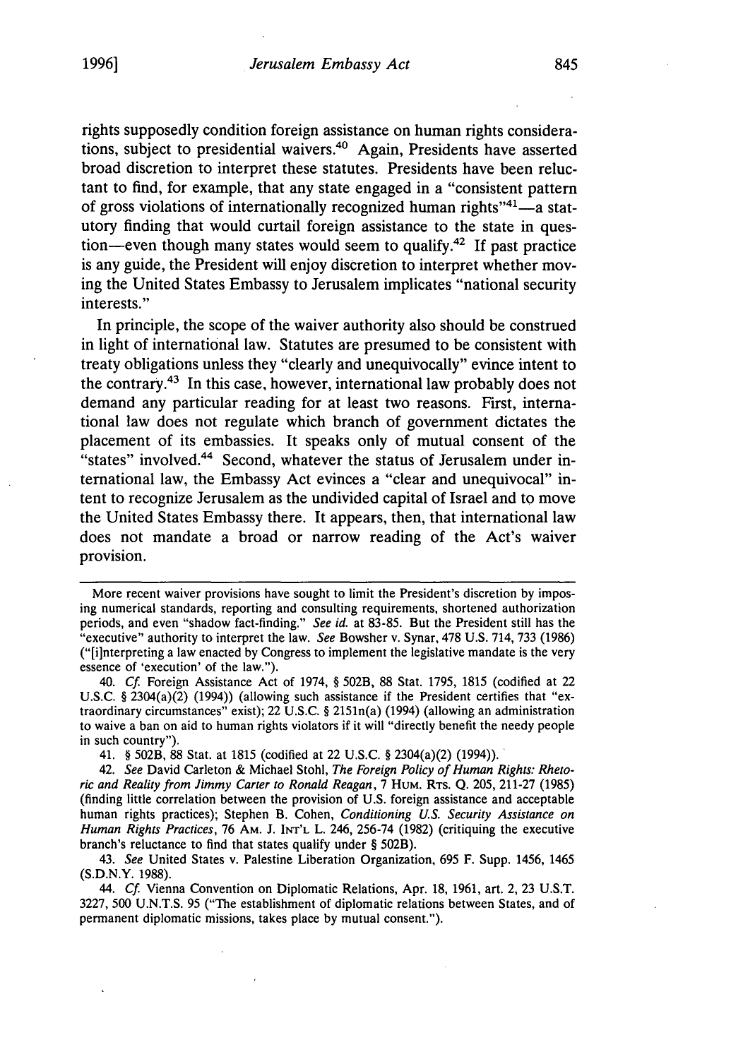rights supposedly condition foreign assistance on human rights considerations, subject to presidential waivers.[40] Again, Presidents have asserted broad discretion to interpret these statutes. Presidents have been reluctant to find, for example, that any state engaged in a "consistent pattern of gross violations of internationally recognized human rights"[41]—a statutory finding that would curtail foreign assistance to the state in question—even though many states would seem to qualify.[42] If past practice is any guide, the President will enjoy discretion to interpret whether moving the United States Embassy to Jerusalem implicates "national security interests."

In principle, the scope of the waiver authority also should be construed in light of international law. Statutes are presumed to be consistent with treaty obligations unless they "clearly and unequivocally" evince intent to the contrary.[43] In this case, however, international law probably does not demand any particular reading for at least two reasons. First, international law does not regulate which branch of government dictates the placement of its embassies. It speaks only of mutual consent of the "states" involved.[44] Second, whatever the status of Jerusalem under international law, the Embassy Act evinces a "clear and unequivocal" intent to recognize Jerusalem as the undivided capital of Israel and to move the United States Embassy there. It appears, then, that international law does not mandate a broad or narrow reading of the Act's waiver provision.

---

More recent waiver provisions have sought to limit the President's discretion by imposing numerical standards, reporting and consulting requirements, shortened authorization periods, and even "shadow fact-finding." *See id.* at 83-85. But the President still has the "executive" authority to interpret the law. *See* Bowsher v. Synar, 478 U.S. 714, 733 (1986) ("[i]nterpreting a law enacted by Congress to implement the legislative mandate is the very essence of 'execution' of the law.").

40. *Cf.* Foreign Assistance Act of 1974, § 502B, 88 Stat. 1795, 1815 (codified at 22 U.S.C. § 2304(a)(2) (1994)) (allowing such assistance if the President certifies that "extraordinary circumstances" exist); 22 U.S.C. § 2151n(a) (1994) (allowing an administration to waive a ban on aid to human rights violators if it will "directly benefit the needy people in such country").

41. § 502B, 88 Stat. at 1815 (codified at 22 U.S.C. § 2304(a)(2) (1994)).

42. *See* David Carleton & Michael Stohl, *The Foreign Policy of Human Rights: Rhetoric and Reality from Jimmy Carter to Ronald Reagan*, 7 HUM. RTS. Q. 205, 211-27 (1985) (finding little correlation between the provision of U.S. foreign assistance and acceptable human rights practices); Stephen B. Cohen, *Conditioning U.S. Security Assistance on Human Rights Practices*, 76 AM. J. INT'L L. 246, 256-74 (1982) (critiquing the executive branch's reluctance to find that states qualify under § 502B).

43. *See* United States v. Palestine Liberation Organization, 695 F. Supp. 1456, 1465 (S.D.N.Y. 1988).

44. *Cf.* Vienna Convention on Diplomatic Relations, Apr. 18, 1961, art. 2, 23 U.S.T. 3227, 500 U.N.T.S. 95 ("The establishment of diplomatic relations between States, and of permanent diplomatic missions, takes place by mutual consent.").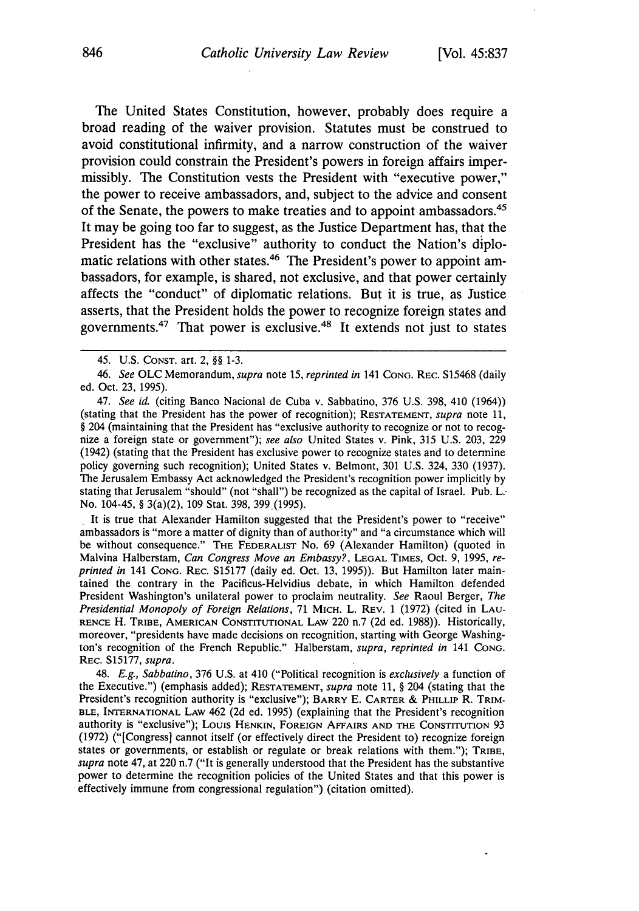The United States Constitution, however, probably does require a broad reading of the waiver provision. Statutes must be construed to avoid constitutional infirmity, and a narrow construction of the waiver provision could constrain the President's powers in foreign affairs impermissibly. The Constitution vests the President with "executive power," the power to receive ambassadors, and, subject to the advice and consent of the Senate, the powers to make treaties and to appoint ambassadors.[45] It may be going too far to suggest, as the Justice Department has, that the President has the "exclusive" authority to conduct the Nation's diplomatic relations with other states.[46] The President's power to appoint ambassadors, for example, is shared, not exclusive, and that power certainly affects the "conduct" of diplomatic relations. But it is true, as Justice asserts, that the President holds the power to recognize foreign states and governments.[47] That power is exclusive.[48] It extends not just to states

---

45. U.S. CONST. art. 2, §§ 1-3.

46. *See* OLC Memorandum, *supra* note 15, *reprinted in* 141 CONG. REC. S15468 (daily ed. Oct. 23, 1995).

47. *See id.* (citing Banco Nacional de Cuba v. Sabbatino, 376 U.S. 398, 410 (1964)) (stating that the President has the power of recognition); RESTATEMENT, *supra* note 11, § 204 (maintaining that the President has "exclusive authority to recognize or not to recognize a foreign state or government"); *see also* United States v. Pink, 315 U.S. 203, 229 (1942) (stating that the President has exclusive power to recognize states and to determine policy governing such recognition); United States v. Belmont, 301 U.S. 324, 330 (1937). The Jerusalem Embassy Act acknowledged the President's recognition power implicitly by stating that Jerusalem "should" (not "shall") be recognized as the capital of Israel. Pub. L. No. 104-45, § 3(a)(2), 109 Stat. 398, 399 (1995).

It is true that Alexander Hamilton suggested that the President's power to "receive" ambassadors is "more a matter of dignity than of authority" and "a circumstance which will be without consequence." THE FEDERALIST No. 69 (Alexander Hamilton) (quoted in Malvina Halberstam, *Can Congress Move an Embassy?*, LEGAL TIMES, Oct. 9, 1995, *reprinted in* 141 CONG. REC. S15177 (daily ed. Oct. 13, 1995)). But Hamilton later maintained the contrary in the Pacificus-Helvidius debate, in which Hamilton defended President Washington's unilateral power to proclaim neutrality. *See* Raoul Berger, *The Presidential Monopoly of Foreign Relations*, 71 MICH. L. REV. 1 (1972) (cited in LAURENCE H. TRIBE, AMERICAN CONSTITUTIONAL LAW 220 n.7 (2d ed. 1988)). Historically, moreover, "presidents have made decisions on recognition, starting with George Washington's recognition of the French Republic." Halberstam, *supra*, *reprinted in* 141 CONG. REC. S15177, *supra*.

48. *E.g.*, *Sabbatino*, 376 U.S. at 410 ("Political recognition is *exclusively* a function of the Executive.") (emphasis added); RESTATEMENT, *supra* note 11, § 204 (stating that the President's recognition authority is "exclusive"); BARRY E. CARTER & PHILLIP R. TRIMBLE, INTERNATIONAL LAW 462 (2d ed. 1995) (explaining that the President's recognition authority is "exclusive"); LOUIS HENKIN, FOREIGN AFFAIRS AND THE CONSTITUTION 93 (1972) ("[Congress] cannot itself (or effectively direct the President to) recognize foreign states or governments, or establish or regulate or break relations with them."); TRIBE, *supra* note 47, at 220 n.7 ("It is generally understood that the President has the substantive power to determine the recognition policies of the United States and that this power is effectively immune from congressional regulation") (citation omitted).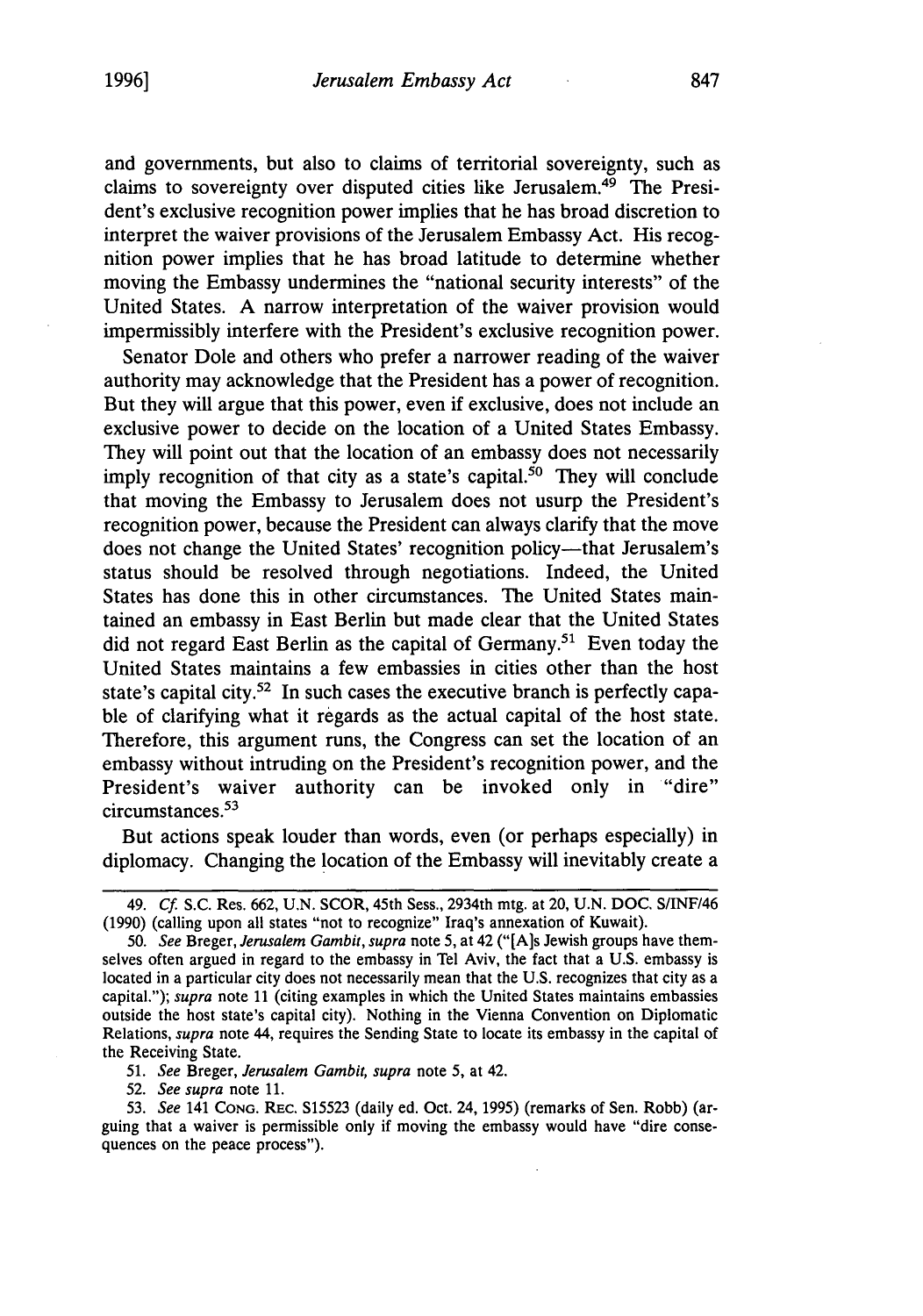and governments, but also to claims of territorial sovereignty, such as claims to sovereignty over disputed cities like Jerusalem.[49] The President's exclusive recognition power implies that he has broad discretion to interpret the waiver provisions of the Jerusalem Embassy Act. His recognition power implies that he has broad latitude to determine whether moving the Embassy undermines the "national security interests" of the United States. A narrow interpretation of the waiver provision would impermissibly interfere with the President's exclusive recognition power.

Senator Dole and others who prefer a narrower reading of the waiver authority may acknowledge that the President has a power of recognition. But they will argue that this power, even if exclusive, does not include an exclusive power to decide on the location of a United States Embassy. They will point out that the location of an embassy does not necessarily imply recognition of that city as a state's capital.[50] They will conclude that moving the Embassy to Jerusalem does not usurp the President's recognition power, because the President can always clarify that the move does not change the United States' recognition policy—that Jerusalem's status should be resolved through negotiations. Indeed, the United States has done this in other circumstances. The United States maintained an embassy in East Berlin but made clear that the United States did not regard East Berlin as the capital of Germany.[51] Even today the United States maintains a few embassies in cities other than the host state's capital city.[52] In such cases the executive branch is perfectly capable of clarifying what it regards as the actual capital of the host state. Therefore, this argument runs, the Congress can set the location of an embassy without intruding on the President's recognition power, and the President's waiver authority can be invoked only in "dire" circumstances.[53]

But actions speak louder than words, even (or perhaps especially) in diplomacy. Changing the location of the Embassy will inevitably create a

---

49. *Cf.* S.C. Res. 662, U.N. SCOR, 45th Sess., 2934th mtg. at 20, U.N. DOC. S/INF/46 (1990) (calling upon all states "not to recognize" Iraq's annexation of Kuwait).

50. *See* Breger, *Jerusalem Gambit*, *supra* note 5, at 42 ("[A]s Jewish groups have themselves often argued in regard to the embassy in Tel Aviv, the fact that a U.S. embassy is located in a particular city does not necessarily mean that the U.S. recognizes that city as a capital."); *supra* note 11 (citing examples in which the United States maintains embassies outside the host state's capital city). Nothing in the Vienna Convention on Diplomatic Relations, *supra* note 44, requires the Sending State to locate its embassy in the capital of the Receiving State.

51. *See* Breger, *Jerusalem Gambit*, *supra* note 5, at 42.

52. *See supra* note 11.

53. *See* 141 CONG. REC. S15523 (daily ed. Oct. 24, 1995) (remarks of Sen. Robb) (arguing that a waiver is permissible only if moving the embassy would have "dire consequences on the peace process").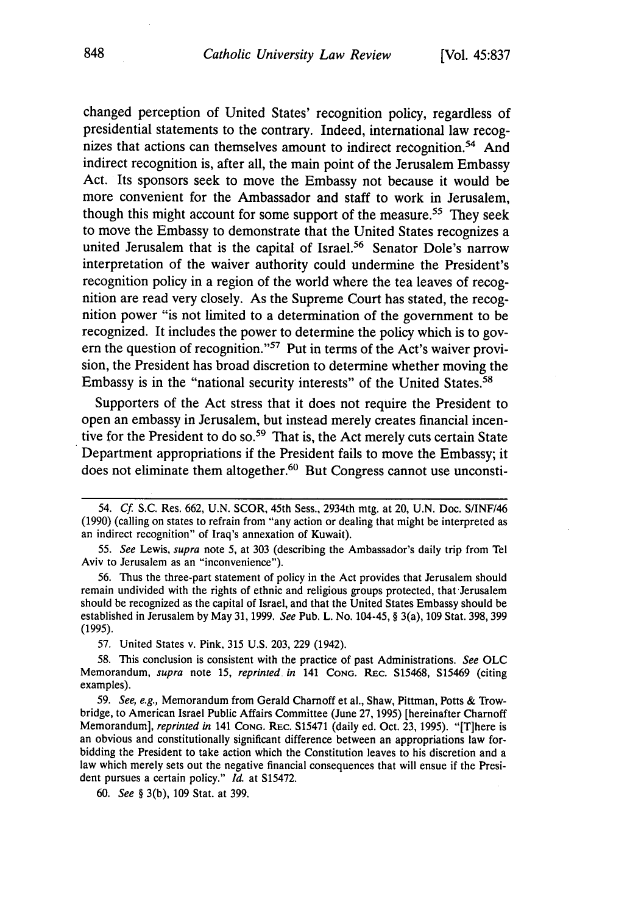changed perception of United States' recognition policy, regardless of presidential statements to the contrary. Indeed, international law recognizes that actions can themselves amount to indirect recognition.[54] And indirect recognition is, after all, the main point of the Jerusalem Embassy Act. Its sponsors seek to move the Embassy not because it would be more convenient for the Ambassador and staff to work in Jerusalem, though this might account for some support of the measure.[55] They seek to move the Embassy to demonstrate that the United States recognizes a united Jerusalem that is the capital of Israel.[56] Senator Dole's narrow interpretation of the waiver authority could undermine the President's recognition policy in a region of the world where the tea leaves of recognition are read very closely. As the Supreme Court has stated, the recognition power "is not limited to a determination of the government to be recognized. It includes the power to determine the policy which is to govern the question of recognition."[57] Put in terms of the Act's waiver provision, the President has broad discretion to determine whether moving the Embassy is in the "national security interests" of the United States.[58]

Supporters of the Act stress that it does not require the President to open an embassy in Jerusalem, but instead merely creates financial incentive for the President to do so.[59] That is, the Act merely cuts certain State Department appropriations if the President fails to move the Embassy; it does not eliminate them altogether.[60] But Congress cannot use unconsti-

---

54. *Cf.* S.C. Res. 662, U.N. SCOR, 45th Sess., 2934th mtg. at 20, U.N. Doc. S/INF/46 (1990) (calling on states to refrain from "any action or dealing that might be interpreted as an indirect recognition" of Iraq's annexation of Kuwait).

55. *See* Lewis, *supra* note 5, at 303 (describing the Ambassador's daily trip from Tel Aviv to Jerusalem as an "inconvenience").

56. Thus the three-part statement of policy in the Act provides that Jerusalem should remain undivided with the rights of ethnic and religious groups protected, that Jerusalem should be recognized as the capital of Israel, and that the United States Embassy should be established in Jerusalem by May 31, 1999. *See* Pub. L. No. 104-45, § 3(a), 109 Stat. 398, 399 (1995).

57. United States v. Pink, 315 U.S. 203, 229 (1942).

58. This conclusion is consistent with the practice of past Administrations. *See* OLC Memorandum, *supra* note 15, *reprinted in* 141 CONG. REC. S15468, S15469 (citing examples).

59. *See, e.g.,* Memorandum from Gerald Charnoff et al., Shaw, Pittman, Potts & Trowbridge, to American Israel Public Affairs Committee (June 27, 1995) [hereinafter Charnoff Memorandum], *reprinted in* 141 CONG. REC. S15471 (daily ed. Oct. 23, 1995). "[T]here is an obvious and constitutionally significant difference between an appropriations law forbidding the President to take action which the Constitution leaves to his discretion and a law which merely sets out the negative financial consequences that will ensue if the President pursues a certain policy." *Id.* at S15472.

60. *See* § 3(b), 109 Stat. at 399.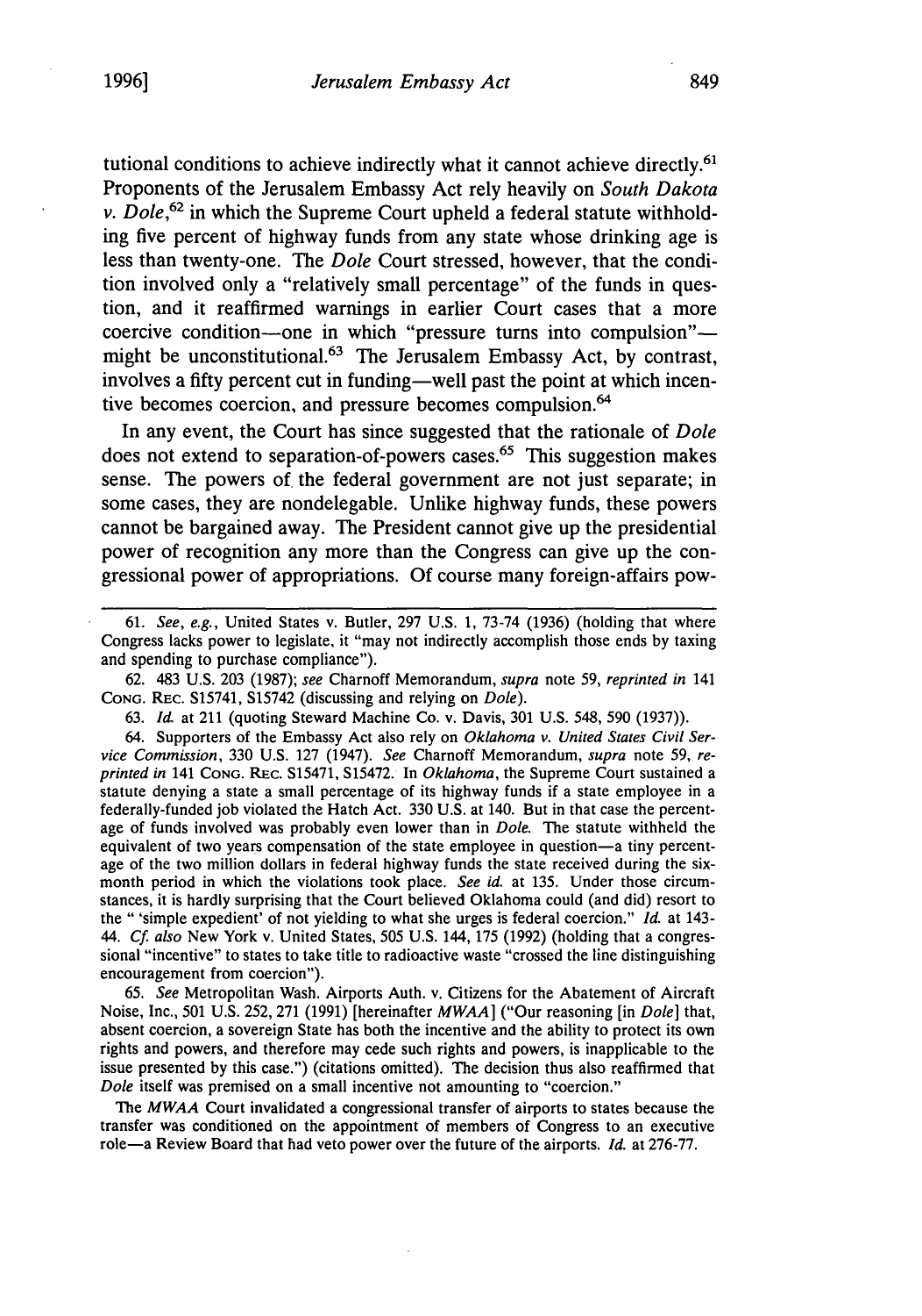tutional conditions to achieve indirectly what it cannot achieve directly.[61] Proponents of the Jerusalem Embassy Act rely heavily on *South Dakota v. Dole*,[62] in which the Supreme Court upheld a federal statute withholding five percent of highway funds from any state whose drinking age is less than twenty-one. The *Dole* Court stressed, however, that the condition involved only a "relatively small percentage" of the funds in question, and it reaffirmed warnings in earlier Court cases that a more coercive condition—one in which "pressure turns into compulsion"—might be unconstitutional.[63] The Jerusalem Embassy Act, by contrast, involves a fifty percent cut in funding—well past the point at which incentive becomes coercion, and pressure becomes compulsion.[64]

In any event, the Court has since suggested that the rationale of *Dole* does not extend to separation-of-powers cases.[65] This suggestion makes sense. The powers of the federal government are not just separate; in some cases, they are nondelegable. Unlike highway funds, these powers cannot be bargained away. The President cannot give up the presidential power of recognition any more than the Congress can give up the congressional power of appropriations. Of course many foreign-affairs pow-

---

61. *See, e.g.*, United States v. Butler, 297 U.S. 1, 73-74 (1936) (holding that where Congress lacks power to legislate, it "may not indirectly accomplish those ends by taxing and spending to purchase compliance").

62. 483 U.S. 203 (1987); *see* Charnoff Memorandum, *supra* note 59, *reprinted in* 141 CONG. REC. S15741, S15742 (discussing and relying on *Dole*).

63. *Id.* at 211 (quoting Steward Machine Co. v. Davis, 301 U.S. 548, 590 (1937)).

64. Supporters of the Embassy Act also rely on *Oklahoma v. United States Civil Service Commission*, 330 U.S. 127 (1947). *See* Charnoff Memorandum, *supra* note 59, *reprinted in* 141 CONG. REC. S15471, S15472. In *Oklahoma*, the Supreme Court sustained a statute denying a state a small percentage of its highway funds if a state employee in a federally-funded job violated the Hatch Act. 330 U.S. at 140. But in that case the percentage of funds involved was probably even lower than in *Dole*. The statute withheld the equivalent of two years compensation of the state employee in question—a tiny percentage of the two million dollars in federal highway funds the state received during the six-month period in which the violations took place. *See id.* at 135. Under those circumstances, it is hardly surprising that the Court believed Oklahoma could (and did) resort to the " 'simple expedient' of not yielding to what she urges is federal coercion." *Id.* at 143-44. *Cf. also* New York v. United States, 505 U.S. 144, 175 (1992) (holding that a congressional "incentive" to states to take title to radioactive waste "crossed the line distinguishing encouragement from coercion").

65. *See* Metropolitan Wash. Airports Auth. v. Citizens for the Abatement of Aircraft Noise, Inc., 501 U.S. 252, 271 (1991) [hereinafter *MWAA*] ("Our reasoning [in *Dole*] that, absent coercion, a sovereign State has both the incentive and the ability to protect its own rights and powers, and therefore may cede such rights and powers, is inapplicable to the issue presented by this case.") (citations omitted). The decision thus also reaffirmed that *Dole* itself was premised on a small incentive not amounting to "coercion."

The *MWAA* Court invalidated a congressional transfer of airports to states because the transfer was conditioned on the appointment of members of Congress to an executive role—a Review Board that had veto power over the future of the airports. *Id.* at 276-77.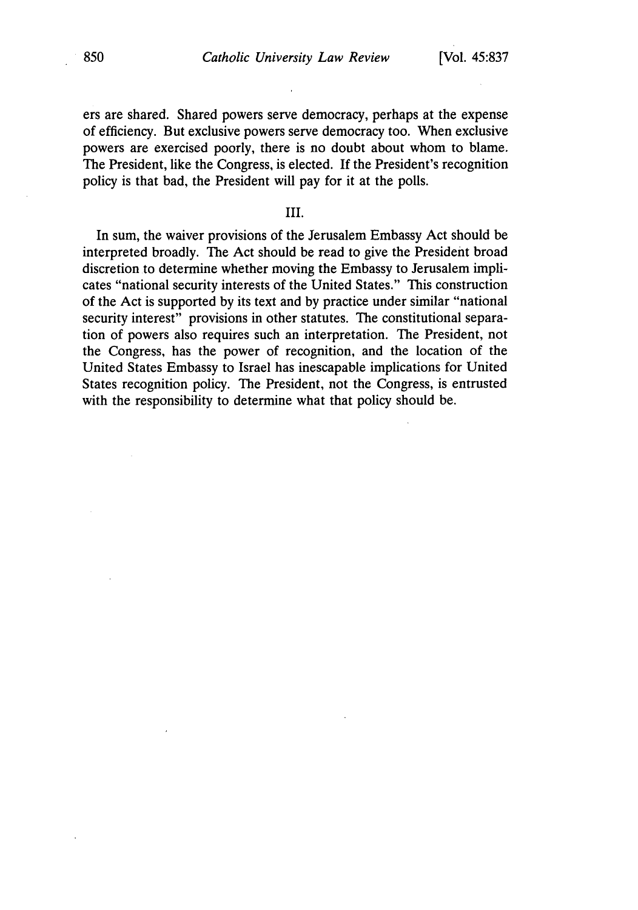ers are shared. Shared powers serve democracy, perhaps at the expense of efficiency. But exclusive powers serve democracy too. When exclusive powers are exercised poorly, there is no doubt about whom to blame. The President, like the Congress, is elected. If the President's recognition policy is that bad, the President will pay for it at the polls.

## III.

In sum, the waiver provisions of the Jerusalem Embassy Act should be interpreted broadly. The Act should be read to give the President broad discretion to determine whether moving the Embassy to Jerusalem implicates "national security interests of the United States." This construction of the Act is supported by its text and by practice under similar "national security interest" provisions in other statutes. The constitutional separation of powers also requires such an interpretation. The President, not the Congress, has the power of recognition, and the location of the United States Embassy to Israel has inescapable implications for United States recognition policy. The President, not the Congress, is entrusted with the responsibility to determine what that policy should be.